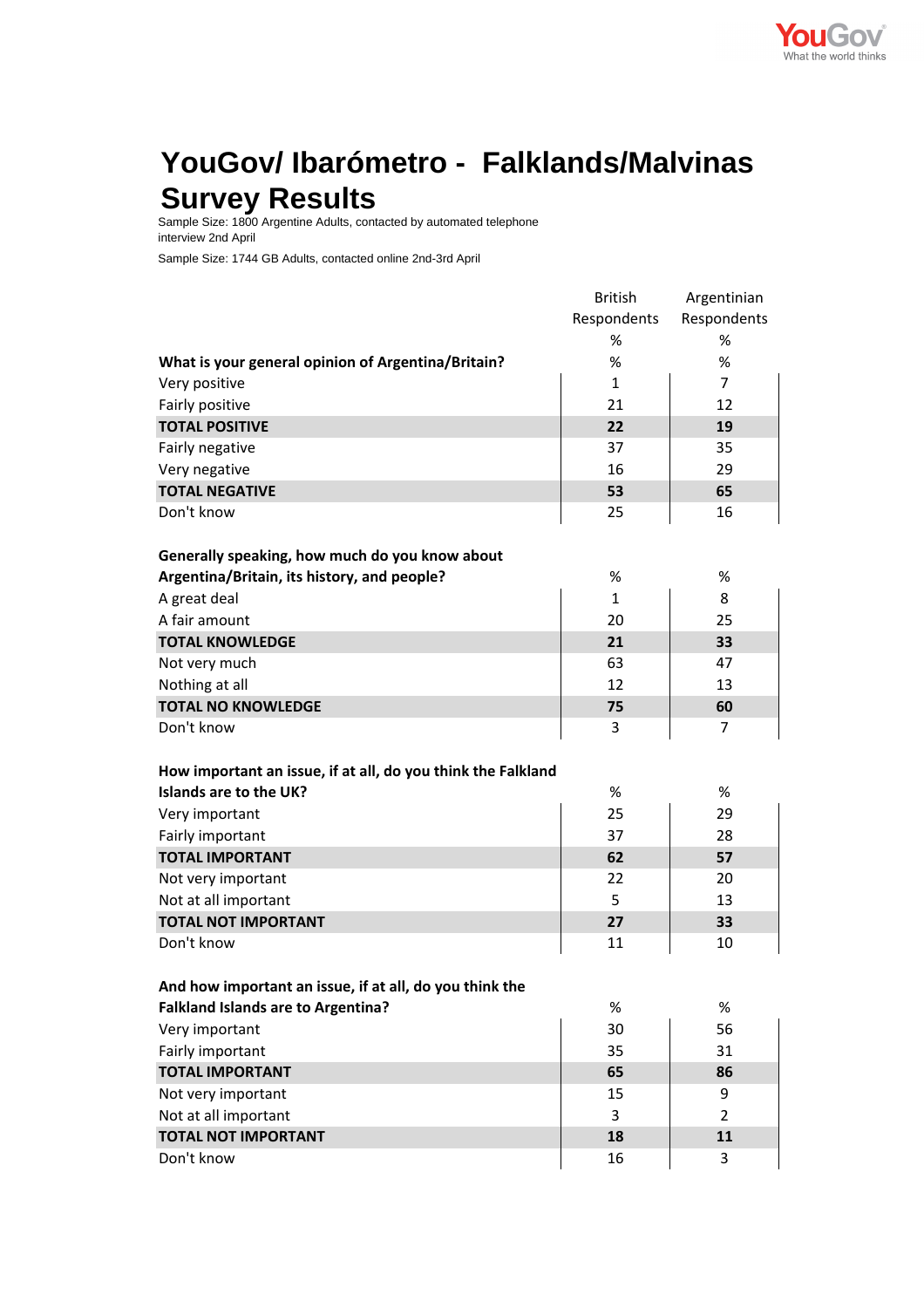# YouGov/ Ibarómetro - Falklands/Malvinas Survey Results

Sample Size: 1800 Argentine Adults, contacted by automated telephone interview 2nd April

Sample Size: 1744 GB Adults, contacted online 2nd-3rd April

| | British Respondents | Argentinian Respondents |
|---|---|---|
| | % | % |
| **What is your general opinion of Argentina/Britain?** | % | % |
| Very positive | 1 | 7 |
| Fairly positive | 21 | 12 |
| **TOTAL POSITIVE** | **22** | **19** |
| Fairly negative | 37 | 35 |
| Very negative | 16 | 29 |
| **TOTAL NEGATIVE** | **53** | **65** |
| Don't know | 25 | 16 |
| | | |
| **Generally speaking, how much do you know about Argentina/Britain, its history, and people?** | % | % |
| A great deal | 1 | 8 |
| A fair amount | 20 | 25 |
| **TOTAL KNOWLEDGE** | **21** | **33** |
| Not very much | 63 | 47 |
| Nothing at all | 12 | 13 |
| **TOTAL NO KNOWLEDGE** | **75** | **60** |
| Don't know | 3 | 7 |
| | | |
| **How important an issue, if at all, do you think the Falkland Islands are to the UK?** | % | % |
| Very important | 25 | 29 |
| Fairly important | 37 | 28 |
| **TOTAL IMPORTANT** | **62** | **57** |
| Not very important | 22 | 20 |
| Not at all important | 5 | 13 |
| **TOTAL NOT IMPORTANT** | **27** | **33** |
| Don't know | 11 | 10 |
| | | |
| **And how important an issue, if at all, do you think the Falkland Islands are to Argentina?** | % | % |
| Very important | 30 | 56 |
| Fairly important | 35 | 31 |
| **TOTAL IMPORTANT** | **65** | **86** |
| Not very important | 15 | 9 |
| Not at all important | 3 | 2 |
| **TOTAL NOT IMPORTANT** | **18** | **11** |
| Don't know | 16 | 3 |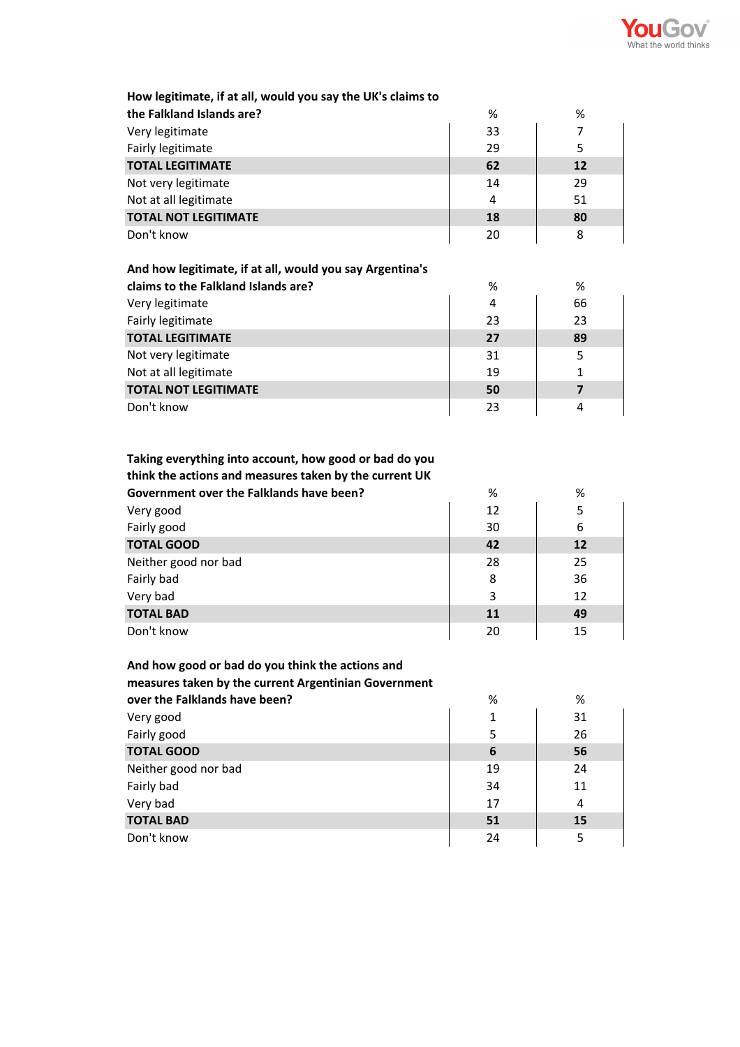| How legitimate, if at all, would you say the UK's claims to the Falkland Islands are? | % | % |
|---|---|---|
| Very legitimate | 33 | 7 |
| Fairly legitimate | 29 | 5 |
| **TOTAL LEGITIMATE** | **62** | **12** |
| Not very legitimate | 14 | 29 |
| Not at all legitimate | 4 | 51 |
| **TOTAL NOT LEGITIMATE** | **18** | **80** |
| Don't know | 20 | 8 |

| And how legitimate, if at all, would you say Argentina's claims to the Falkland Islands are? | % | % |
|---|---|---|
| Very legitimate | 4 | 66 |
| Fairly legitimate | 23 | 23 |
| **TOTAL LEGITIMATE** | **27** | **89** |
| Not very legitimate | 31 | 5 |
| Not at all legitimate | 19 | 1 |
| **TOTAL NOT LEGITIMATE** | **50** | **7** |
| Don't know | 23 | 4 |

| Taking everything into account, how good or bad do you think the actions and measures taken by the current UK Government over the Falklands have been? | % | % |
|---|---|---|
| Very good | 12 | 5 |
| Fairly good | 30 | 6 |
| **TOTAL GOOD** | **42** | **12** |
| Neither good nor bad | 28 | 25 |
| Fairly bad | 8 | 36 |
| Very bad | 3 | 12 |
| **TOTAL BAD** | **11** | **49** |
| Don't know | 20 | 15 |

| And how good or bad do you think the actions and measures taken by the current Argentinian Government over the Falklands have been? | % | % |
|---|---|---|
| Very good | 1 | 31 |
| Fairly good | 5 | 26 |
| **TOTAL GOOD** | **6** | **56** |
| Neither good nor bad | 19 | 24 |
| Fairly bad | 34 | 11 |
| Very bad | 17 | 4 |
| **TOTAL BAD** | **51** | **15** |
| Don't know | 24 | 5 |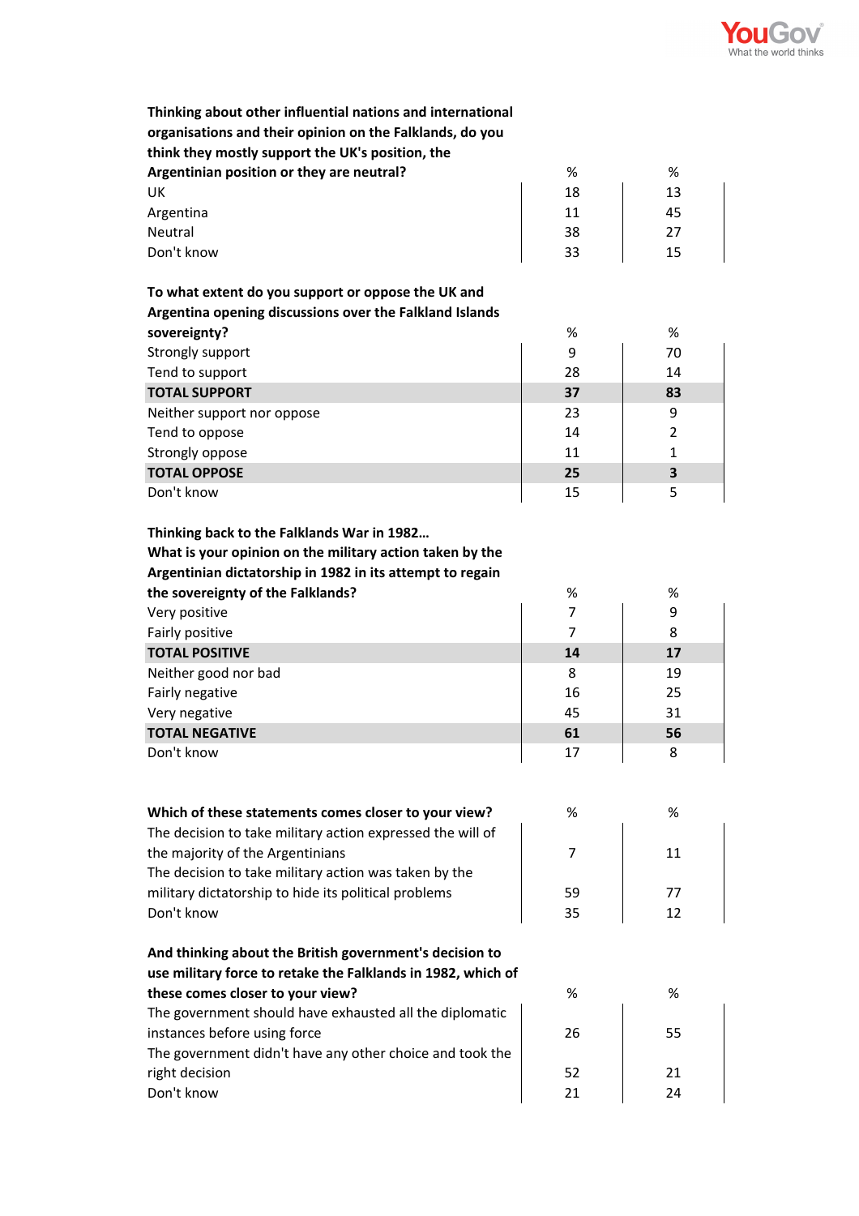| Thinking about other influential nations and international organisations and their opinion on the Falklands, do you think they mostly support the UK's position, the Argentinian position or they are neutral? | % | % |
|---|---|---|
| UK | 18 | 13 |
| Argentina | 11 | 45 |
| Neutral | 38 | 27 |
| Don't know | 33 | 15 |

| To what extent do you support or oppose the UK and Argentina opening discussions over the Falkland Islands sovereignty? | % | % |
|---|---|---|
| Strongly support | 9 | 70 |
| Tend to support | 28 | 14 |
| **TOTAL SUPPORT** | **37** | **83** |
| Neither support nor oppose | 23 | 9 |
| Tend to oppose | 14 | 2 |
| Strongly oppose | 11 | 1 |
| **TOTAL OPPOSE** | **25** | **3** |
| Don't know | 15 | 5 |

| Thinking back to the Falklands War in 1982… What is your opinion on the military action taken by the Argentinian dictatorship in 1982 in its attempt to regain the sovereignty of the Falklands? | % | % |
|---|---|---|
| Very positive | 7 | 9 |
| Fairly positive | 7 | 8 |
| **TOTAL POSITIVE** | **14** | **17** |
| Neither good nor bad | 8 | 19 |
| Fairly negative | 16 | 25 |
| Very negative | 45 | 31 |
| **TOTAL NEGATIVE** | **61** | **56** |
| Don't know | 17 | 8 |

| Which of these statements comes closer to your view? | % | % |
|---|---|---|
| The decision to take military action expressed the will of the majority of the Argentinians | 7 | 11 |
| The decision to take military action was taken by the military dictatorship to hide its political problems | 59 | 77 |
| Don't know | 35 | 12 |

| And thinking about the British government's decision to use military force to retake the Falklands in 1982, which of these comes closer to your view? | % | % |
|---|---|---|
| The government should have exhausted all the diplomatic instances before using force | 26 | 55 |
| The government didn't have any other choice and took the right decision | 52 | 21 |
| Don't know | 21 | 24 |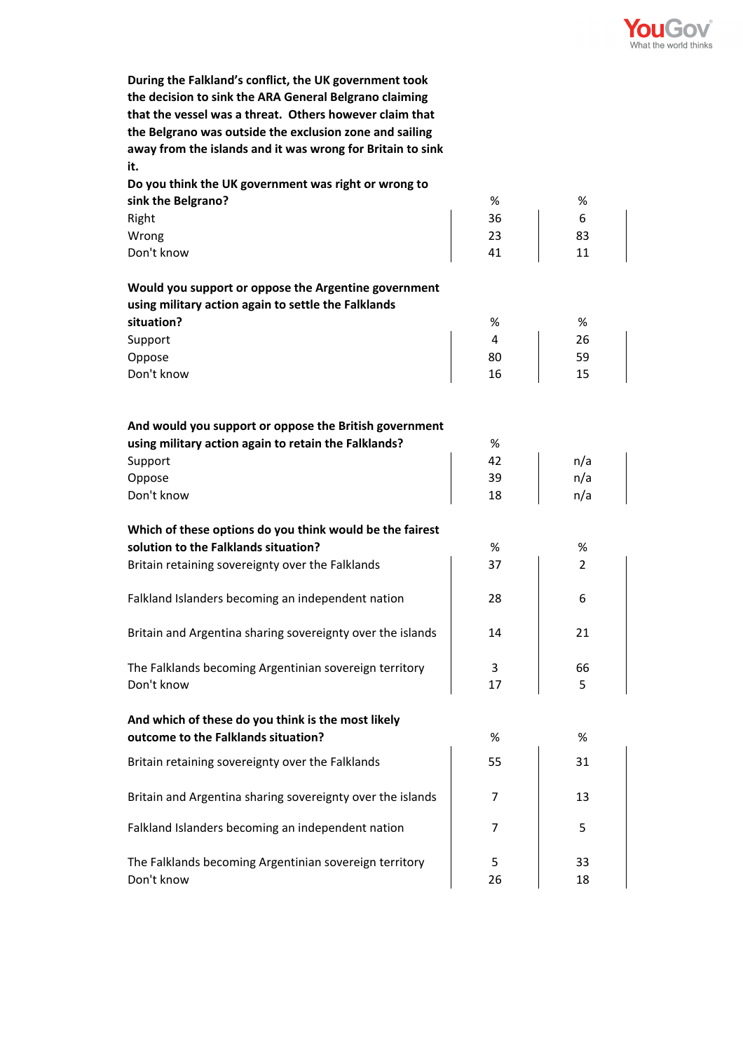**During the Falkland's conflict, the UK government took the decision to sink the ARA General Belgrano claiming that the vessel was a threat. Others however claim that the Belgrano was outside the exclusion zone and sailing away from the islands and it was wrong for Britain to sink it.**

**Do you think the UK government was right or wrong to sink the Belgrano?**

| | % | % |
|---|---|---|
| Right | 36 | 6 |
| Wrong | 23 | 83 |
| Don't know | 41 | 11 |

**Would you support or oppose the Argentine government using military action again to settle the Falklands situation?**

| | % | % |
|---|---|---|
| Support | 4 | 26 |
| Oppose | 80 | 59 |
| Don't know | 16 | 15 |

**And would you support or oppose the British government using military action again to retain the Falklands?**

| | % | |
|---|---|---|
| Support | 42 | n/a |
| Oppose | 39 | n/a |
| Don't know | 18 | n/a |

**Which of these options do you think would be the fairest solution to the Falklands situation?**

| | % | % |
|---|---|---|
| Britain retaining sovereignty over the Falklands | 37 | 2 |
| Falkland Islanders becoming an independent nation | 28 | 6 |
| Britain and Argentina sharing sovereignty over the islands | 14 | 21 |
| The Falklands becoming Argentinian sovereign territory | 3 | 66 |
| Don't know | 17 | 5 |

**And which of these do you think is the most likely outcome to the Falklands situation?**

| | % | % |
|---|---|---|
| Britain retaining sovereignty over the Falklands | 55 | 31 |
| Britain and Argentina sharing sovereignty over the islands | 7 | 13 |
| Falkland Islanders becoming an independent nation | 7 | 5 |
| The Falklands becoming Argentinian sovereign territory | 5 | 33 |
| Don't know | 26 | 18 |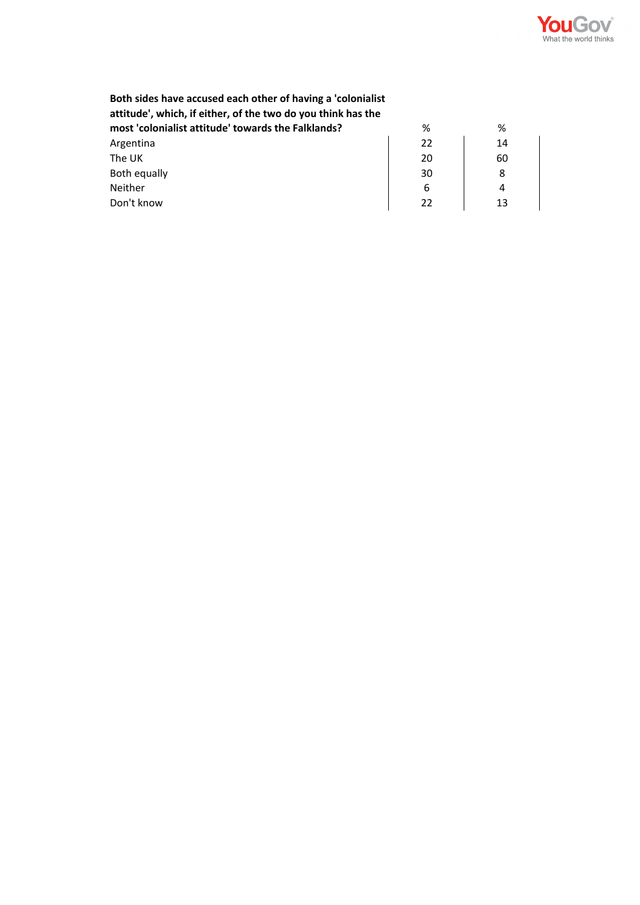| Both sides have accused each other of having a 'colonialist attitude', which, if either, of the two do you think has the most 'colonialist attitude' towards the Falklands? | % | % |
|---|---|---|
| Argentina | 22 | 14 |
| The UK | 20 | 60 |
| Both equally | 30 | 8 |
| Neither | 6 | 4 |
| Don't know | 22 | 13 |